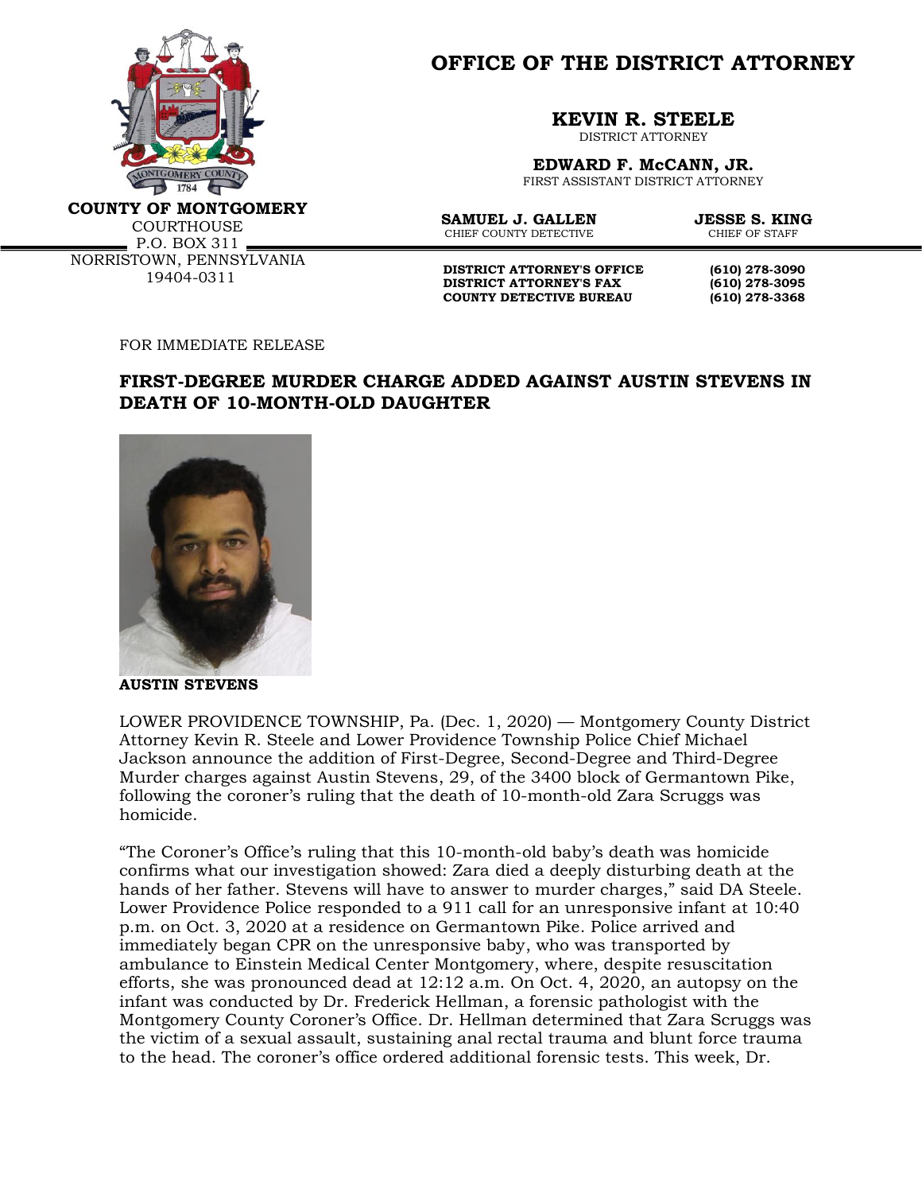**COUNTY OF MONTGOMERY**
COURTHOUSE
P.O. BOX 311
NORRISTOWN, PENNSYLVANIA
19404-0311

# OFFICE OF THE DISTRICT ATTORNEY

**KEVIN R. STEELE**
DISTRICT ATTORNEY

**EDWARD F. McCANN, JR.**
FIRST ASSISTANT DISTRICT ATTORNEY

**SAMUEL J. GALLEN**
CHIEF COUNTY DETECTIVE

**JESSE S. KING**
CHIEF OF STAFF

| | |
|---|---|
| **DISTRICT ATTORNEY'S OFFICE** | **(610) 278-3090** |
| **DISTRICT ATTORNEY'S FAX** | **(610) 278-3095** |
| **COUNTY DETECTIVE BUREAU** | **(610) 278-3368** |

FOR IMMEDIATE RELEASE

## FIRST-DEGREE MURDER CHARGE ADDED AGAINST AUSTIN STEVENS IN DEATH OF 10-MONTH-OLD DAUGHTER

**AUSTIN STEVENS**

LOWER PROVIDENCE TOWNSHIP, Pa. (Dec. 1, 2020) — Montgomery County District Attorney Kevin R. Steele and Lower Providence Township Police Chief Michael Jackson announce the addition of First-Degree, Second-Degree and Third-Degree Murder charges against Austin Stevens, 29, of the 3400 block of Germantown Pike, following the coroner's ruling that the death of 10-month-old Zara Scruggs was homicide.

"The Coroner's Office's ruling that this 10-month-old baby's death was homicide confirms what our investigation showed: Zara died a deeply disturbing death at the hands of her father. Stevens will have to answer to murder charges," said DA Steele. Lower Providence Police responded to a 911 call for an unresponsive infant at 10:40 p.m. on Oct. 3, 2020 at a residence on Germantown Pike. Police arrived and immediately began CPR on the unresponsive baby, who was transported by ambulance to Einstein Medical Center Montgomery, where, despite resuscitation efforts, she was pronounced dead at 12:12 a.m. On Oct. 4, 2020, an autopsy on the infant was conducted by Dr. Frederick Hellman, a forensic pathologist with the Montgomery County Coroner's Office. Dr. Hellman determined that Zara Scruggs was the victim of a sexual assault, sustaining anal rectal trauma and blunt force trauma to the head. The coroner's office ordered additional forensic tests. This week, Dr.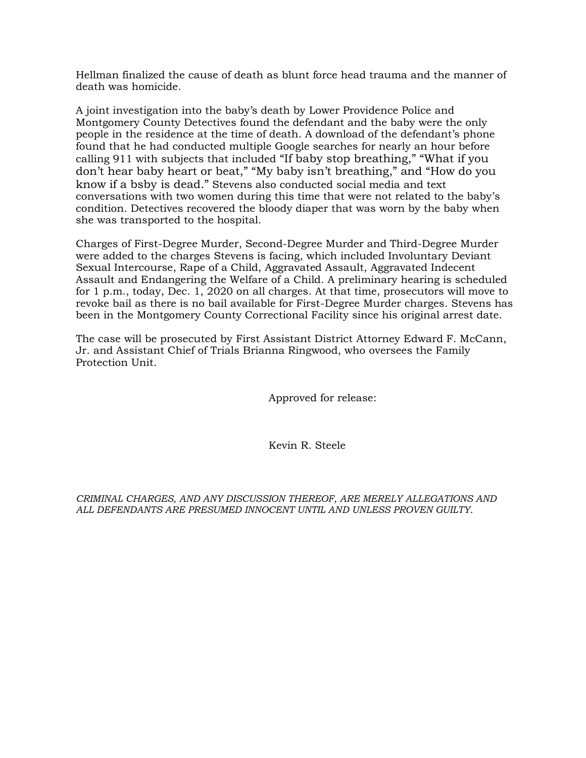Hellman finalized the cause of death as blunt force head trauma and the manner of death was homicide.

A joint investigation into the baby's death by Lower Providence Police and Montgomery County Detectives found the defendant and the baby were the only people in the residence at the time of death. A download of the defendant's phone found that he had conducted multiple Google searches for nearly an hour before calling 911 with subjects that included "If baby stop breathing," "What if you don't hear baby heart or beat," "My baby isn't breathing," and "How do you know if a bsby is dead." Stevens also conducted social media and text conversations with two women during this time that were not related to the baby's condition. Detectives recovered the bloody diaper that was worn by the baby when she was transported to the hospital.

Charges of First-Degree Murder, Second-Degree Murder and Third-Degree Murder were added to the charges Stevens is facing, which included Involuntary Deviant Sexual Intercourse, Rape of a Child, Aggravated Assault, Aggravated Indecent Assault and Endangering the Welfare of a Child. A preliminary hearing is scheduled for 1 p.m., today, Dec. 1, 2020 on all charges. At that time, prosecutors will move to revoke bail as there is no bail available for First-Degree Murder charges. Stevens has been in the Montgomery County Correctional Facility since his original arrest date.

The case will be prosecuted by First Assistant District Attorney Edward F. McCann, Jr. and Assistant Chief of Trials Brianna Ringwood, who oversees the Family Protection Unit.

Approved for release:

Kevin R. Steele

*CRIMINAL CHARGES, AND ANY DISCUSSION THEREOF, ARE MERELY ALLEGATIONS AND ALL DEFENDANTS ARE PRESUMED INNOCENT UNTIL AND UNLESS PROVEN GUILTY.*